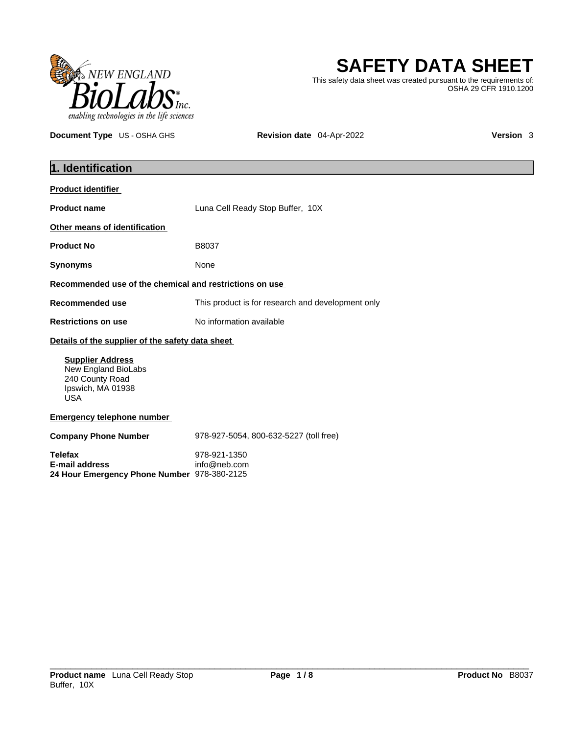# SAFETY DATA SHEET

This safety data sheet was created pursuant to the requirements of: OSHA 29 CFR 1910.1200

**Document Type** US - OSHA GHS **Revision date** 04-Apr-2022 **Version** 3

## 1. Identification

**Product identifier**

**Product name** Luna Cell Ready Stop Buffer, 10X

**Other means of identification**

**Product No** B8037

**Synonyms** None

**Recommended use of the chemical and restrictions on use**

**Recommended use** This product is for research and development only

**Restrictions on use** No information available

**Details of the supplier of the safety data sheet**

**Supplier Address**
New England BioLabs
240 County Road
Ipswich, MA 01938
USA

**Emergency telephone number**

**Company Phone Number** 978-927-5054, 800-632-5227 (toll free)

**Telefax** 978-921-1350
**E-mail address** info@neb.com
**24 Hour Emergency Phone Number** 978-380-2125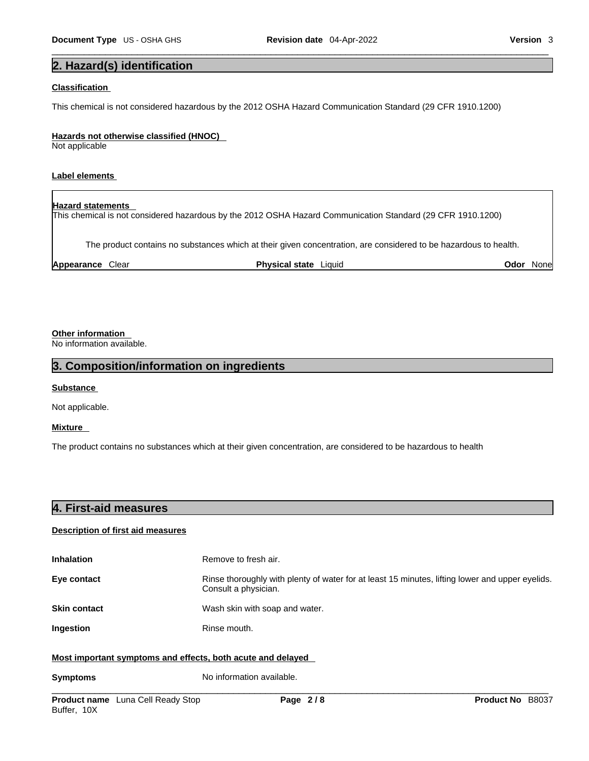## 2. Hazard(s) identification

**Classification**

This chemical is not considered hazardous by the 2012 OSHA Hazard Communication Standard (29 CFR 1910.1200)

**Hazards not otherwise classified (HNOC)**

Not applicable

**Label elements**

**Hazard statements**

This chemical is not considered hazardous by the 2012 OSHA Hazard Communication Standard (29 CFR 1910.1200)

The product contains no substances which at their given concentration, are considered to be hazardous to health.

| **Appearance** Clear | **Physical state** Liquid | **Odor** None |
|---|---|---|

**Other information**

No information available.

## 3. Composition/information on ingredients

**Substance**

Not applicable.

**Mixture**

The product contains no substances which at their given concentration, are considered to be hazardous to health

## 4. First-aid measures

**Description of first aid measures**

| | |
|---|---|
| **Inhalation** | Remove to fresh air. |
| **Eye contact** | Rinse thoroughly with plenty of water for at least 15 minutes, lifting lower and upper eyelids. Consult a physician. |
| **Skin contact** | Wash skin with soap and water. |
| **Ingestion** | Rinse mouth. |

**Most important symptoms and effects, both acute and delayed**

| | |
|---|---|
| **Symptoms** | No information available. |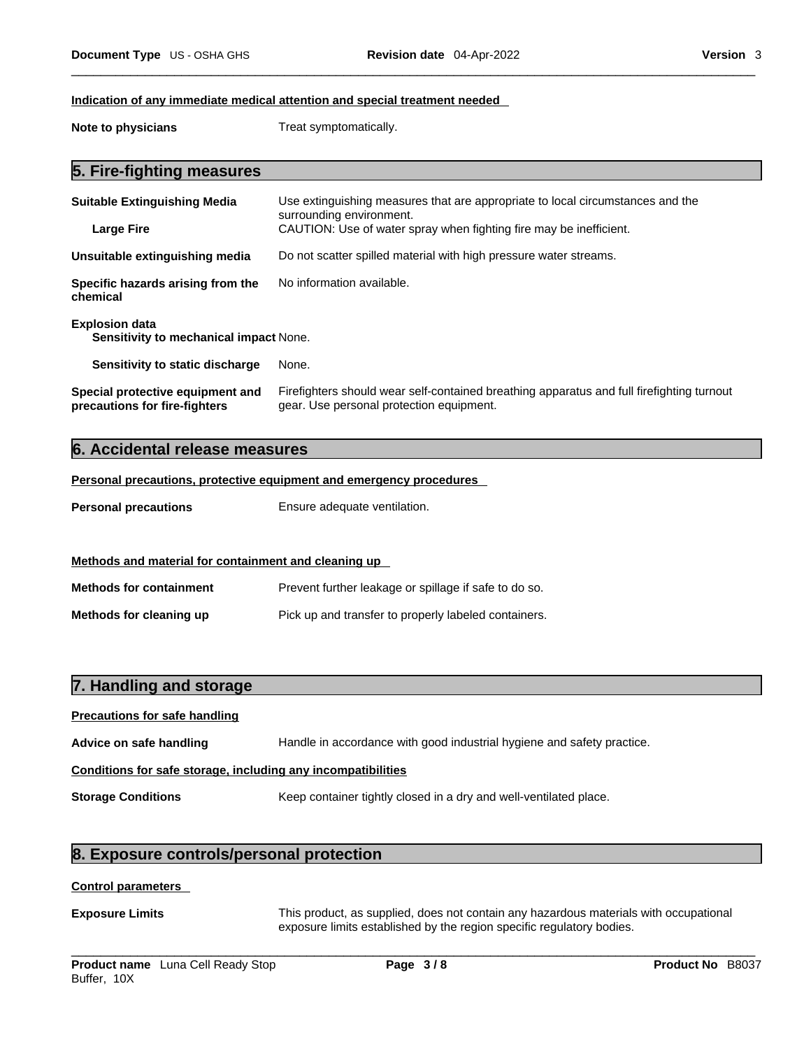#### Indication of any immediate medical attention and special treatment needed

**Note to physicians** Treat symptomatically.

## 5. Fire-fighting measures

**Suitable Extinguishing Media** Use extinguishing measures that are appropriate to local circumstances and the surrounding environment.

**Large Fire** CAUTION: Use of water spray when fighting fire may be inefficient.

**Unsuitable extinguishing media** Do not scatter spilled material with high pressure water streams.

**Specific hazards arising from the chemical** No information available.

**Explosion data**

**Sensitivity to mechanical impact** None.

**Sensitivity to static discharge** None.

**Special protective equipment and precautions for fire-fighters** Firefighters should wear self-contained breathing apparatus and full firefighting turnout gear. Use personal protection equipment.

## 6. Accidental release measures

#### Personal precautions, protective equipment and emergency procedures

**Personal precautions** Ensure adequate ventilation.

#### Methods and material for containment and cleaning up

**Methods for containment** Prevent further leakage or spillage if safe to do so.

**Methods for cleaning up** Pick up and transfer to properly labeled containers.

## 7. Handling and storage

#### Precautions for safe handling

**Advice on safe handling** Handle in accordance with good industrial hygiene and safety practice.

#### Conditions for safe storage, including any incompatibilities

**Storage Conditions** Keep container tightly closed in a dry and well-ventilated place.

## 8. Exposure controls/personal protection

#### Control parameters

**Exposure Limits** This product, as supplied, does not contain any hazardous materials with occupational exposure limits established by the region specific regulatory bodies.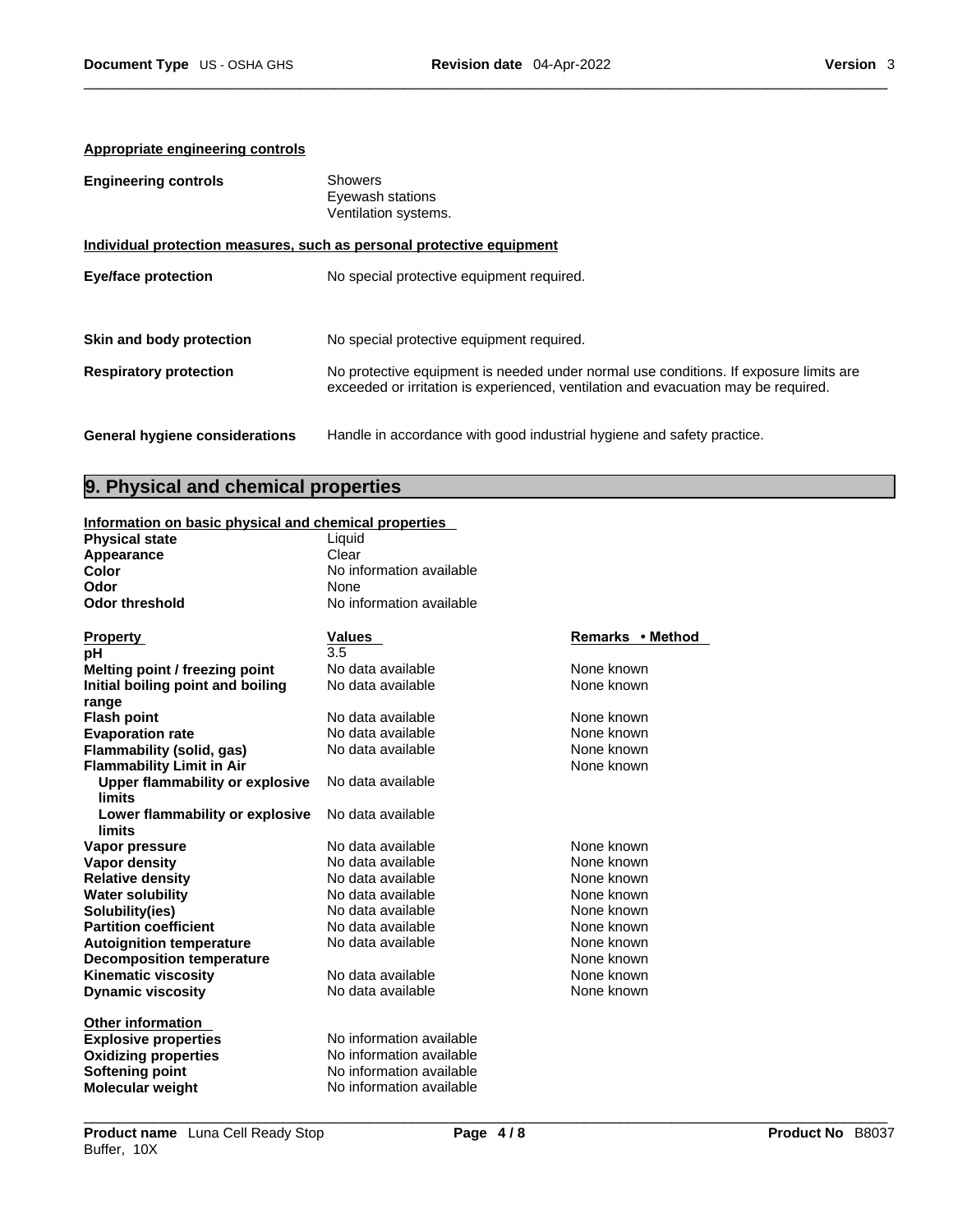**Appropriate engineering controls**

**Engineering controls**

Showers
Eyewash stations
Ventilation systems.

**Individual protection measures, such as personal protective equipment**

**Eye/face protection** No special protective equipment required.

**Skin and body protection** No special protective equipment required.

**Respiratory protection** No protective equipment is needed under normal use conditions. If exposure limits are exceeded or irritation is experienced, ventilation and evacuation may be required.

**General hygiene considerations** Handle in accordance with good industrial hygiene and safety practice.

## 9. Physical and chemical properties

**Information on basic physical and chemical properties**

| | |
|---|---|
| **Physical state** | Liquid |
| **Appearance** | Clear |
| **Color** | No information available |
| **Odor** | None |
| **Odor threshold** | No information available |

| Property | Values | Remarks • Method |
|---|---|---|
| **pH** | 3.5 | |
| **Melting point / freezing point** | No data available | None known |
| **Initial boiling point and boiling range** | No data available | None known |
| **Flash point** | No data available | None known |
| **Evaporation rate** | No data available | None known |
| **Flammability (solid, gas)** | No data available | None known |
| **Flammability Limit in Air** | | None known |
| **Upper flammability or explosive limits** | No data available | |
| **Lower flammability or explosive limits** | No data available | |
| **Vapor pressure** | No data available | None known |
| **Vapor density** | No data available | None known |
| **Relative density** | No data available | None known |
| **Water solubility** | No data available | None known |
| **Solubility(ies)** | No data available | None known |
| **Partition coefficient** | No data available | None known |
| **Autoignition temperature** | No data available | None known |
| **Decomposition temperature** | | None known |
| **Kinematic viscosity** | No data available | None known |
| **Dynamic viscosity** | No data available | None known |

**Other information**

| | |
|---|---|
| **Explosive properties** | No information available |
| **Oxidizing properties** | No information available |
| **Softening point** | No information available |
| **Molecular weight** | No information available |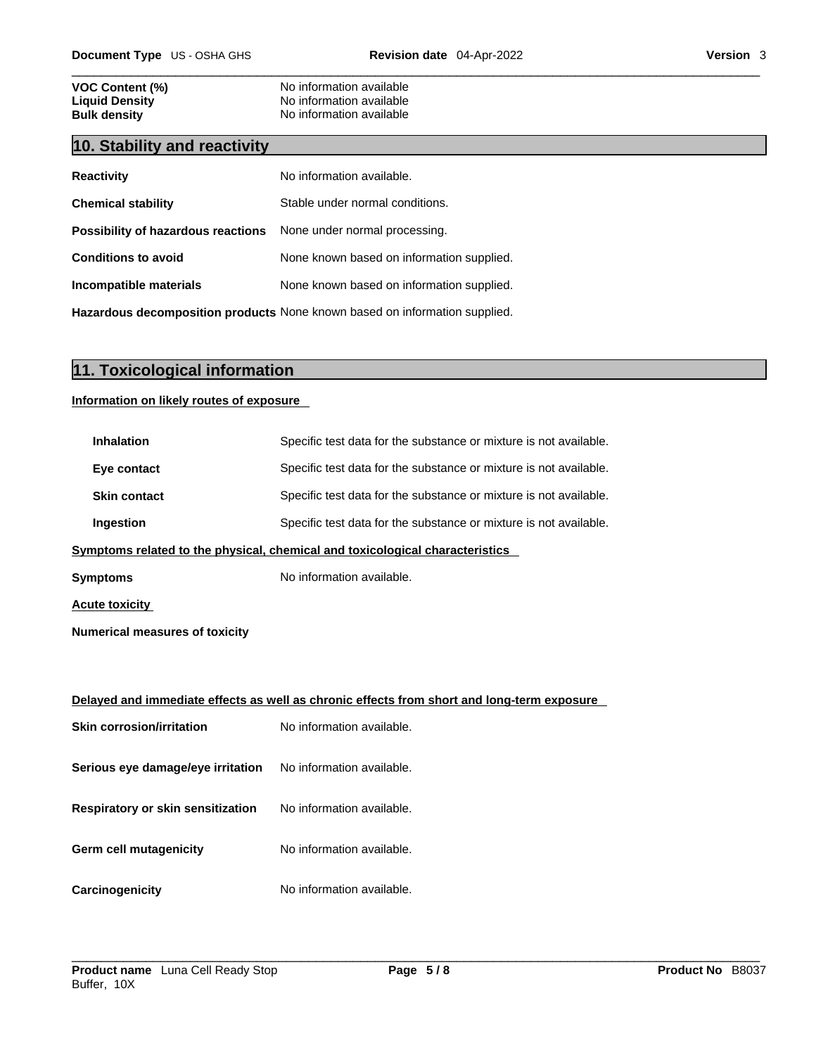| | |
|---|---|
| **VOC Content (%)** | No information available |
| **Liquid Density** | No information available |
| **Bulk density** | No information available |

## 10. Stability and reactivity

| | |
|---|---|
| **Reactivity** | No information available. |
| **Chemical stability** | Stable under normal conditions. |
| **Possibility of hazardous reactions** | None under normal processing. |
| **Conditions to avoid** | None known based on information supplied. |
| **Incompatible materials** | None known based on information supplied. |
| **Hazardous decomposition products** | None known based on information supplied. |

## 11. Toxicological information

**Information on likely routes of exposure**

| | |
|---|---|
| **Inhalation** | Specific test data for the substance or mixture is not available. |
| **Eye contact** | Specific test data for the substance or mixture is not available. |
| **Skin contact** | Specific test data for the substance or mixture is not available. |
| **Ingestion** | Specific test data for the substance or mixture is not available. |

**Symptoms related to the physical, chemical and toxicological characteristics**

**Symptoms** No information available.

**Acute toxicity**

**Numerical measures of toxicity**

**Delayed and immediate effects as well as chronic effects from short and long-term exposure**

| | |
|---|---|
| **Skin corrosion/irritation** | No information available. |
| **Serious eye damage/eye irritation** | No information available. |
| **Respiratory or skin sensitization** | No information available. |
| **Germ cell mutagenicity** | No information available. |
| **Carcinogenicity** | No information available. |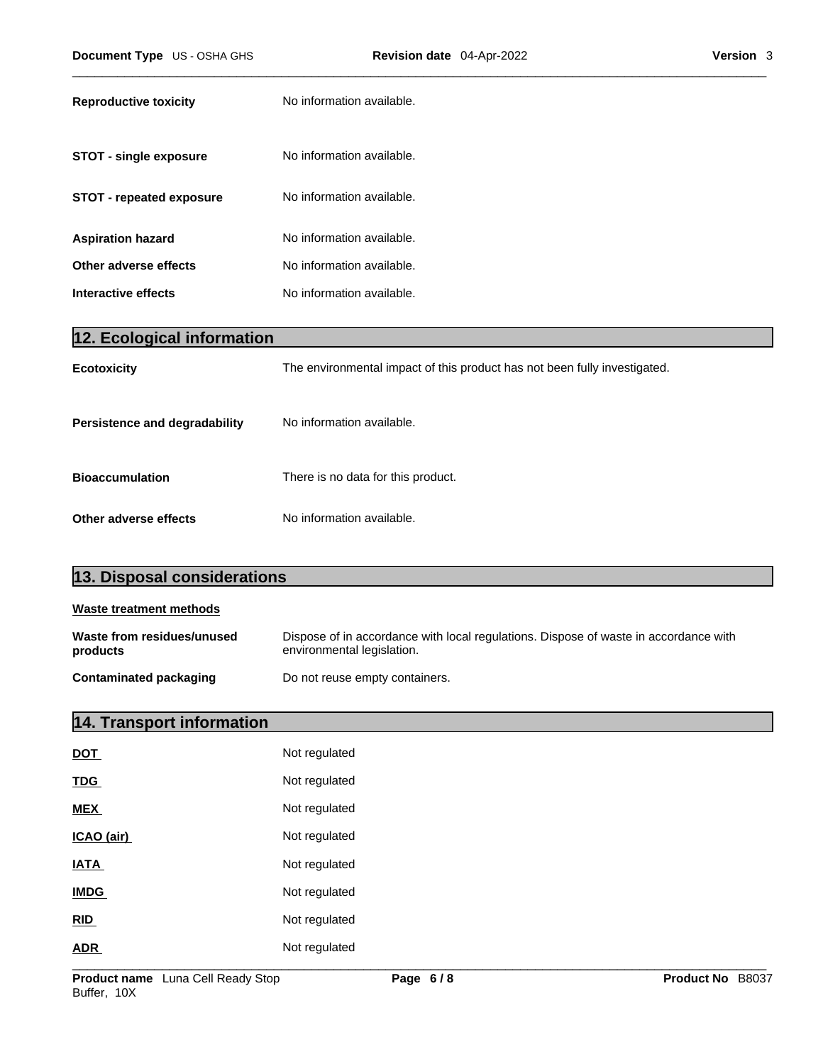**Reproductive toxicity** No information available.

**STOT - single exposure** No information available.

**STOT - repeated exposure** No information available.

**Aspiration hazard** No information available.

**Other adverse effects** No information available.

**Interactive effects** No information available.

## 12. Ecological information

**Ecotoxicity** The environmental impact of this product has not been fully investigated.

**Persistence and degradability** No information available.

**Bioaccumulation** There is no data for this product.

**Other adverse effects** No information available.

## 13. Disposal considerations

**Waste treatment methods**

**Waste from residues/unused products** Dispose of in accordance with local regulations. Dispose of waste in accordance with environmental legislation.

**Contaminated packaging** Do not reuse empty containers.

## 14. Transport information

**DOT** Not regulated

**TDG** Not regulated

**MEX** Not regulated

**ICAO (air)** Not regulated

**IATA** Not regulated

**IMDG** Not regulated

**RID** Not regulated

**ADR** Not regulated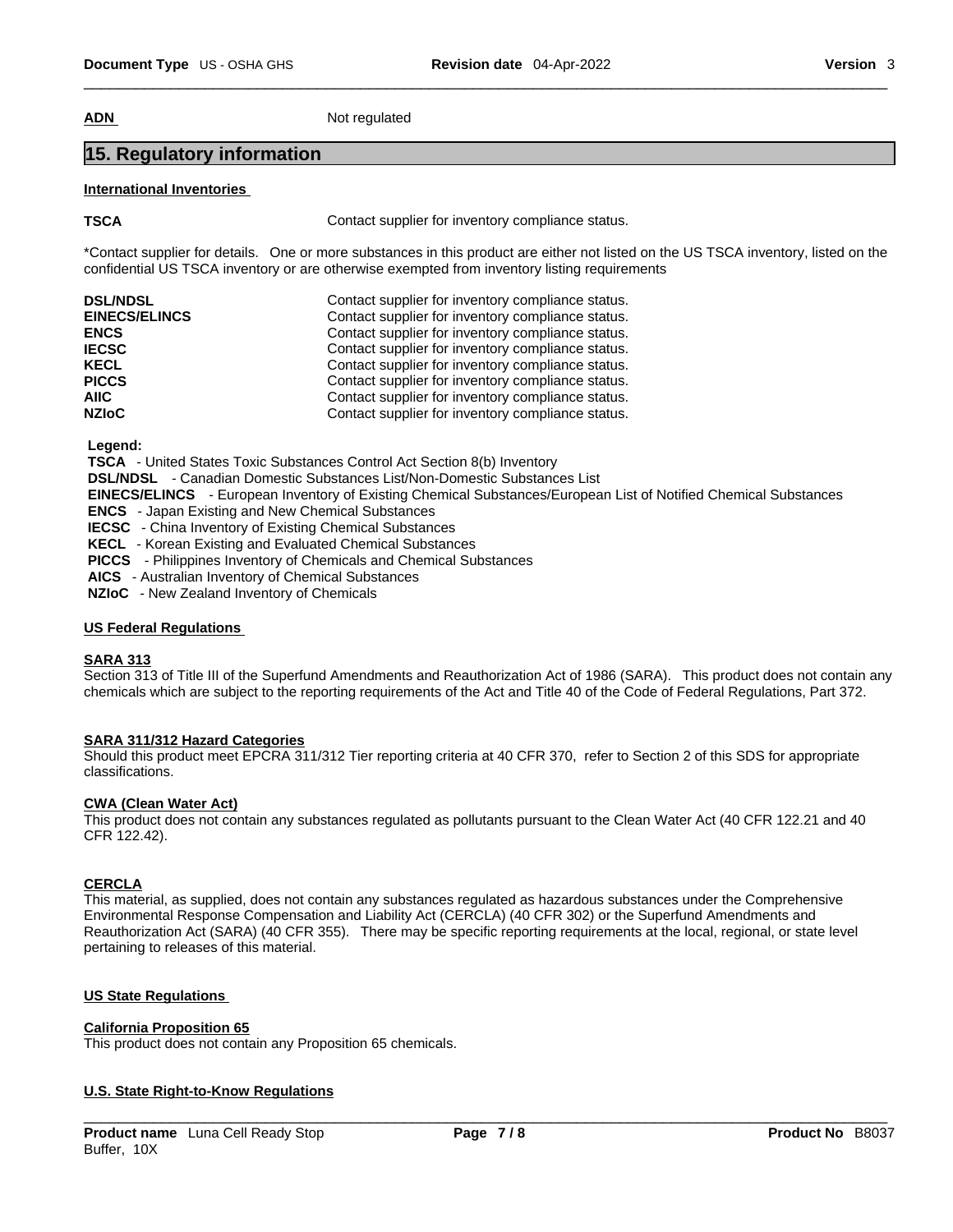**ADN** Not regulated

## 15. Regulatory information

### International Inventories

| | |
|---|---|
| **TSCA** | Contact supplier for inventory compliance status. |

*Contact supplier for details. One or more substances in this product are either not listed on the US TSCA inventory, listed on the confidential US TSCA inventory or are otherwise exempted from inventory listing requirements

| | |
|---|---|
| **DSL/NDSL** | Contact supplier for inventory compliance status. |
| **EINECS/ELINCS** | Contact supplier for inventory compliance status. |
| **ENCS** | Contact supplier for inventory compliance status. |
| **IECSC** | Contact supplier for inventory compliance status. |
| **KECL** | Contact supplier for inventory compliance status. |
| **PICCS** | Contact supplier for inventory compliance status. |
| **AIIC** | Contact supplier for inventory compliance status. |
| **NZIoC** | Contact supplier for inventory compliance status. |

**Legend:**

**TSCA** - United States Toxic Substances Control Act Section 8(b) Inventory
**DSL/NDSL** - Canadian Domestic Substances List/Non-Domestic Substances List
**EINECS/ELINCS** - European Inventory of Existing Chemical Substances/European List of Notified Chemical Substances
**ENCS** - Japan Existing and New Chemical Substances
**IECSC** - China Inventory of Existing Chemical Substances
**KECL** - Korean Existing and Evaluated Chemical Substances
**PICCS** - Philippines Inventory of Chemicals and Chemical Substances
**AICS** - Australian Inventory of Chemical Substances
**NZIoC** - New Zealand Inventory of Chemicals

### US Federal Regulations

**SARA 313**
Section 313 of Title III of the Superfund Amendments and Reauthorization Act of 1986 (SARA). This product does not contain any chemicals which are subject to the reporting requirements of the Act and Title 40 of the Code of Federal Regulations, Part 372.

**SARA 311/312 Hazard Categories**
Should this product meet EPCRA 311/312 Tier reporting criteria at 40 CFR 370, refer to Section 2 of this SDS for appropriate classifications.

**CWA (Clean Water Act)**
This product does not contain any substances regulated as pollutants pursuant to the Clean Water Act (40 CFR 122.21 and 40 CFR 122.42).

**CERCLA**
This material, as supplied, does not contain any substances regulated as hazardous substances under the Comprehensive Environmental Response Compensation and Liability Act (CERCLA) (40 CFR 302) or the Superfund Amendments and Reauthorization Act (SARA) (40 CFR 355). There may be specific reporting requirements at the local, regional, or state level pertaining to releases of this material.

### US State Regulations

**California Proposition 65**
This product does not contain any Proposition 65 chemicals.

**U.S. State Right-to-Know Regulations**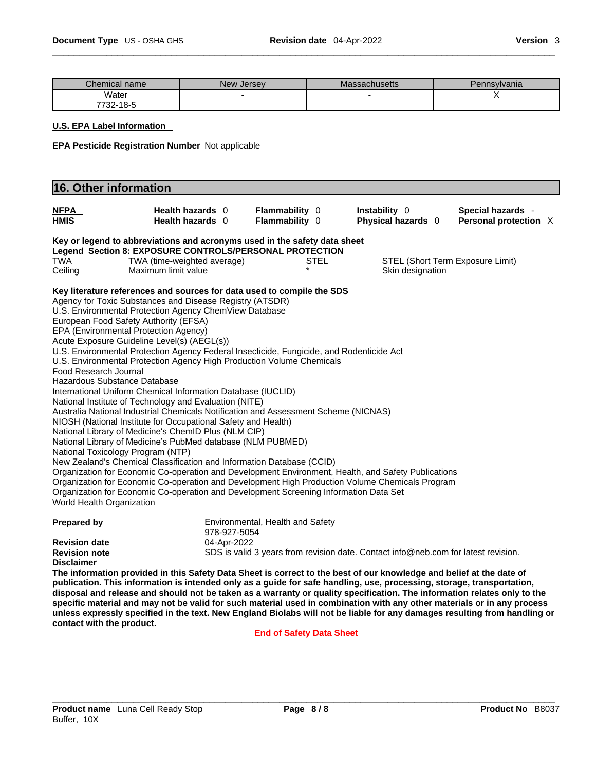| Chemical name | New Jersey | Massachusetts | Pennsylvania |
|---|---|---|---|
| Water 7732-18-5 | - | - | X |

**U.S. EPA Label Information**

**EPA Pesticide Registration Number** Not applicable

## 16. Other information

| | | | | |
|---|---|---|---|---|
| **NFPA** | **Health hazards** 0 | **Flammability** 0 | **Instability** 0 | **Special hazards** - |
| **HMIS** | **Health hazards** 0 | **Flammability** 0 | **Physical hazards** 0 | **Personal protection** X |

**Key or legend to abbreviations and acronyms used in the safety data sheet**

**Legend Section 8: EXPOSURE CONTROLS/PERSONAL PROTECTION**

| | | | |
|---|---|---|---|
| TWA | TWA (time-weighted average) | STEL | STEL (Short Term Exposure Limit) |
| Ceiling | Maximum limit value | * | Skin designation |

**Key literature references and sources for data used to compile the SDS**

Agency for Toxic Substances and Disease Registry (ATSDR)
U.S. Environmental Protection Agency ChemView Database
European Food Safety Authority (EFSA)
EPA (Environmental Protection Agency)
Acute Exposure Guideline Level(s) (AEGL(s))
U.S. Environmental Protection Agency Federal Insecticide, Fungicide, and Rodenticide Act
U.S. Environmental Protection Agency High Production Volume Chemicals
Food Research Journal
Hazardous Substance Database
International Uniform Chemical Information Database (IUCLID)
National Institute of Technology and Evaluation (NITE)
Australia National Industrial Chemicals Notification and Assessment Scheme (NICNAS)
NIOSH (National Institute for Occupational Safety and Health)
National Library of Medicine's ChemID Plus (NLM CIP)
National Library of Medicine's PubMed database (NLM PUBMED)
National Toxicology Program (NTP)
New Zealand's Chemical Classification and Information Database (CCID)
Organization for Economic Co-operation and Development Environment, Health, and Safety Publications
Organization for Economic Co-operation and Development High Production Volume Chemicals Program
Organization for Economic Co-operation and Development Screening Information Data Set
World Health Organization

**Prepared by** Environmental, Health and Safety
978-927-5054

**Revision date** 04-Apr-2022

**Revision note** SDS is valid 3 years from revision date. Contact info@neb.com for latest revision.

**Disclaimer**

**The information provided in this Safety Data Sheet is correct to the best of our knowledge and belief at the date of publication. This information is intended only as a guide for safe handling, use, processing, storage, transportation, disposal and release and should not be taken as a warranty or quality specification. The information relates only to the specific material and may not be valid for such material used in combination with any other materials or in any process unless expressly specified in the text. New England Biolabs will not be liable for any damages resulting from handling or contact with the product.**

**End of Safety Data Sheet**